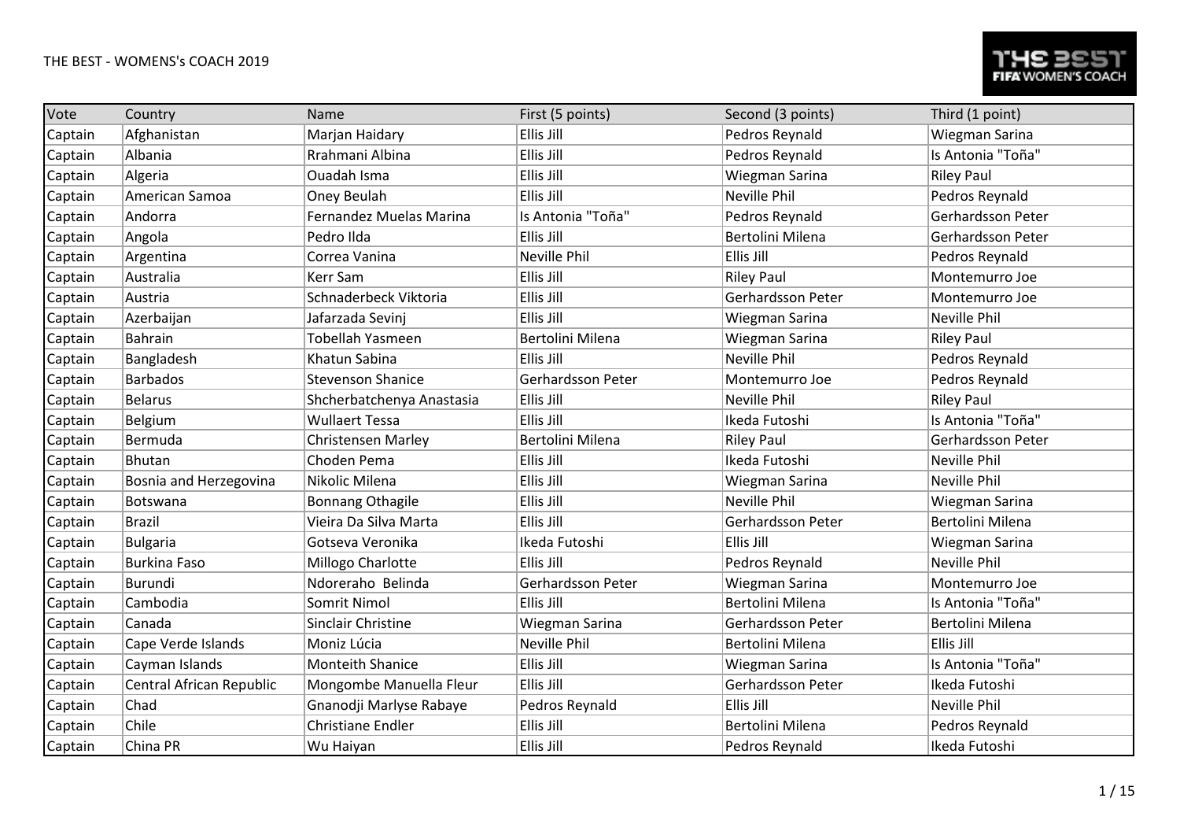# THE BEST - WOMENS's COACH 2019

| Vote | Country | Name | First (5 points) | Second (3 points) | Third (1 point) |
|---|---|---|---|---|---|
| Captain | Afghanistan | Marjan Haidary | Ellis Jill | Pedros Reynald | Wiegman Sarina |
| Captain | Albania | Rrahmani Albina | Ellis Jill | Pedros Reynald | Is Antonia "Toña" |
| Captain | Algeria | Ouadah Isma | Ellis Jill | Wiegman Sarina | Riley Paul |
| Captain | American Samoa | Oney Beulah | Ellis Jill | Neville Phil | Pedros Reynald |
| Captain | Andorra | Fernandez Muelas Marina | Is Antonia "Toña" | Pedros Reynald | Gerhardsson Peter |
| Captain | Angola | Pedro Ilda | Ellis Jill | Bertolini Milena | Gerhardsson Peter |
| Captain | Argentina | Correa Vanina | Neville Phil | Ellis Jill | Pedros Reynald |
| Captain | Australia | Kerr Sam | Ellis Jill | Riley Paul | Montemurro Joe |
| Captain | Austria | Schnaderbeck Viktoria | Ellis Jill | Gerhardsson Peter | Montemurro Joe |
| Captain | Azerbaijan | Jafarzada Sevinj | Ellis Jill | Wiegman Sarina | Neville Phil |
| Captain | Bahrain | Tobellah Yasmeen | Bertolini Milena | Wiegman Sarina | Riley Paul |
| Captain | Bangladesh | Khatun Sabina | Ellis Jill | Neville Phil | Pedros Reynald |
| Captain | Barbados | Stevenson Shanice | Gerhardsson Peter | Montemurro Joe | Pedros Reynald |
| Captain | Belarus | Shcherbatchenya Anastasia | Ellis Jill | Neville Phil | Riley Paul |
| Captain | Belgium | Wullaert Tessa | Ellis Jill | Ikeda Futoshi | Is Antonia "Toña" |
| Captain | Bermuda | Christensen Marley | Bertolini Milena | Riley Paul | Gerhardsson Peter |
| Captain | Bhutan | Choden Pema | Ellis Jill | Ikeda Futoshi | Neville Phil |
| Captain | Bosnia and Herzegovina | Nikolic Milena | Ellis Jill | Wiegman Sarina | Neville Phil |
| Captain | Botswana | Bonnang Othagile | Ellis Jill | Neville Phil | Wiegman Sarina |
| Captain | Brazil | Vieira Da Silva Marta | Ellis Jill | Gerhardsson Peter | Bertolini Milena |
| Captain | Bulgaria | Gotseva Veronika | Ikeda Futoshi | Ellis Jill | Wiegman Sarina |
| Captain | Burkina Faso | Millogo Charlotte | Ellis Jill | Pedros Reynald | Neville Phil |
| Captain | Burundi | Ndoreraho Belinda | Gerhardsson Peter | Wiegman Sarina | Montemurro Joe |
| Captain | Cambodia | Somrit Nimol | Ellis Jill | Bertolini Milena | Is Antonia "Toña" |
| Captain | Canada | Sinclair Christine | Wiegman Sarina | Gerhardsson Peter | Bertolini Milena |
| Captain | Cape Verde Islands | Moniz Lúcia | Neville Phil | Bertolini Milena | Ellis Jill |
| Captain | Cayman Islands | Monteith Shanice | Ellis Jill | Wiegman Sarina | Is Antonia "Toña" |
| Captain | Central African Republic | Mongombe Manuella Fleur | Ellis Jill | Gerhardsson Peter | Ikeda Futoshi |
| Captain | Chad | Gnanodji Marlyse Rabaye | Pedros Reynald | Ellis Jill | Neville Phil |
| Captain | Chile | Christiane Endler | Ellis Jill | Bertolini Milena | Pedros Reynald |
| Captain | China PR | Wu Haiyan | Ellis Jill | Pedros Reynald | Ikeda Futoshi |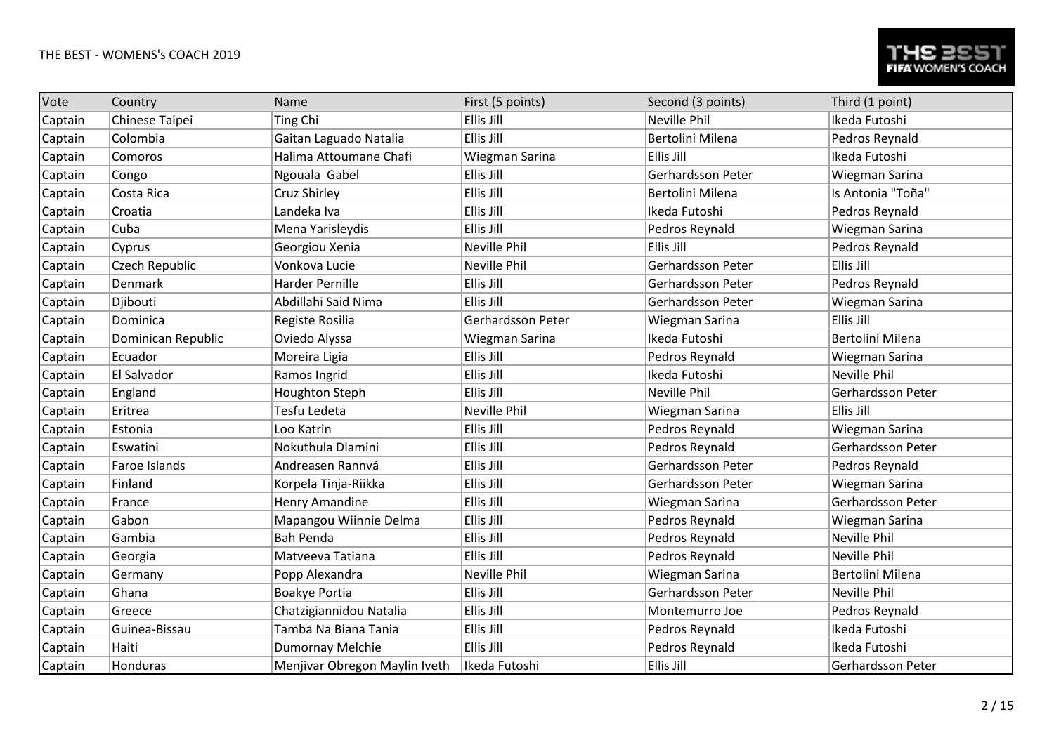| Vote | Country | Name | First (5 points) | Second (3 points) | Third (1 point) |
|---|---|---|---|---|---|
| Captain | Chinese Taipei | Ting Chi | Ellis Jill | Neville Phil | Ikeda Futoshi |
| Captain | Colombia | Gaitan Laguado Natalia | Ellis Jill | Bertolini Milena | Pedros Reynald |
| Captain | Comoros | Halima Attoumane Chafi | Wiegman Sarina | Ellis Jill | Ikeda Futoshi |
| Captain | Congo | Ngouala Gabel | Ellis Jill | Gerhardsson Peter | Wiegman Sarina |
| Captain | Costa Rica | Cruz Shirley | Ellis Jill | Bertolini Milena | Is Antonia "Toña" |
| Captain | Croatia | Landeka Iva | Ellis Jill | Ikeda Futoshi | Pedros Reynald |
| Captain | Cuba | Mena Yarisleydis | Ellis Jill | Pedros Reynald | Wiegman Sarina |
| Captain | Cyprus | Georgiou Xenia | Neville Phil | Ellis Jill | Pedros Reynald |
| Captain | Czech Republic | Vonkova Lucie | Neville Phil | Gerhardsson Peter | Ellis Jill |
| Captain | Denmark | Harder Pernille | Ellis Jill | Gerhardsson Peter | Pedros Reynald |
| Captain | Djibouti | Abdillahi Said Nima | Ellis Jill | Gerhardsson Peter | Wiegman Sarina |
| Captain | Dominica | Registe Rosilia | Gerhardsson Peter | Wiegman Sarina | Ellis Jill |
| Captain | Dominican Republic | Oviedo Alyssa | Wiegman Sarina | Ikeda Futoshi | Bertolini Milena |
| Captain | Ecuador | Moreira Ligia | Ellis Jill | Pedros Reynald | Wiegman Sarina |
| Captain | El Salvador | Ramos Ingrid | Ellis Jill | Ikeda Futoshi | Neville Phil |
| Captain | England | Houghton Steph | Ellis Jill | Neville Phil | Gerhardsson Peter |
| Captain | Eritrea | Tesfu Ledeta | Neville Phil | Wiegman Sarina | Ellis Jill |
| Captain | Estonia | Loo Katrin | Ellis Jill | Pedros Reynald | Wiegman Sarina |
| Captain | Eswatini | Nokuthula Dlamini | Ellis Jill | Pedros Reynald | Gerhardsson Peter |
| Captain | Faroe Islands | Andreasen Rannvá | Ellis Jill | Gerhardsson Peter | Pedros Reynald |
| Captain | Finland | Korpela Tinja-Riikka | Ellis Jill | Gerhardsson Peter | Wiegman Sarina |
| Captain | France | Henry Amandine | Ellis Jill | Wiegman Sarina | Gerhardsson Peter |
| Captain | Gabon | Mapangou Wiinnie Delma | Ellis Jill | Pedros Reynald | Wiegman Sarina |
| Captain | Gambia | Bah Penda | Ellis Jill | Pedros Reynald | Neville Phil |
| Captain | Georgia | Matveeva Tatiana | Ellis Jill | Pedros Reynald | Neville Phil |
| Captain | Germany | Popp Alexandra | Neville Phil | Wiegman Sarina | Bertolini Milena |
| Captain | Ghana | Boakye Portia | Ellis Jill | Gerhardsson Peter | Neville Phil |
| Captain | Greece | Chatzigiannidou Natalia | Ellis Jill | Montemurro Joe | Pedros Reynald |
| Captain | Guinea-Bissau | Tamba Na Biana Tania | Ellis Jill | Pedros Reynald | Ikeda Futoshi |
| Captain | Haiti | Dumornay Melchie | Ellis Jill | Pedros Reynald | Ikeda Futoshi |
| Captain | Honduras | Menjivar Obregon Maylin Iveth | Ikeda Futoshi | Ellis Jill | Gerhardsson Peter |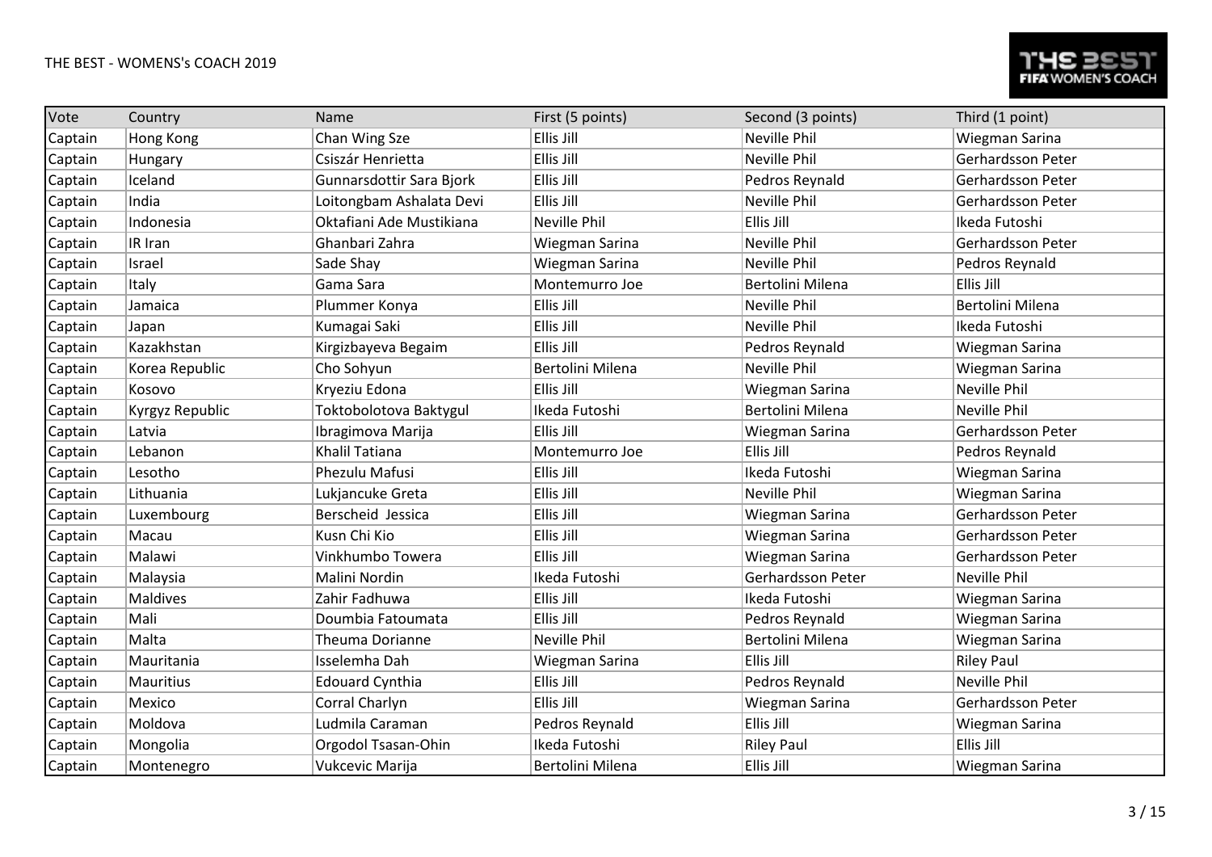THE BEST - WOMENS's COACH 2019

| Vote | Country | Name | First (5 points) | Second (3 points) | Third (1 point) |
|---|---|---|---|---|---|
| Captain | Hong Kong | Chan Wing Sze | Ellis Jill | Neville Phil | Wiegman Sarina |
| Captain | Hungary | Csiszár Henrietta | Ellis Jill | Neville Phil | Gerhardsson Peter |
| Captain | Iceland | Gunnarsdottir Sara Bjork | Ellis Jill | Pedros Reynald | Gerhardsson Peter |
| Captain | India | Loitongbam Ashalata Devi | Ellis Jill | Neville Phil | Gerhardsson Peter |
| Captain | Indonesia | Oktafiani Ade Mustikiana | Neville Phil | Ellis Jill | Ikeda Futoshi |
| Captain | IR Iran | Ghanbari Zahra | Wiegman Sarina | Neville Phil | Gerhardsson Peter |
| Captain | Israel | Sade Shay | Wiegman Sarina | Neville Phil | Pedros Reynald |
| Captain | Italy | Gama Sara | Montemurro Joe | Bertolini Milena | Ellis Jill |
| Captain | Jamaica | Plummer Konya | Ellis Jill | Neville Phil | Bertolini Milena |
| Captain | Japan | Kumagai Saki | Ellis Jill | Neville Phil | Ikeda Futoshi |
| Captain | Kazakhstan | Kirgizbayeva Begaim | Ellis Jill | Pedros Reynald | Wiegman Sarina |
| Captain | Korea Republic | Cho Sohyun | Bertolini Milena | Neville Phil | Wiegman Sarina |
| Captain | Kosovo | Kryeziu Edona | Ellis Jill | Wiegman Sarina | Neville Phil |
| Captain | Kyrgyz Republic | Toktobolotova Baktygul | Ikeda Futoshi | Bertolini Milena | Neville Phil |
| Captain | Latvia | Ibragimova Marija | Ellis Jill | Wiegman Sarina | Gerhardsson Peter |
| Captain | Lebanon | Khalil Tatiana | Montemurro Joe | Ellis Jill | Pedros Reynald |
| Captain | Lesotho | Phezulu Mafusi | Ellis Jill | Ikeda Futoshi | Wiegman Sarina |
| Captain | Lithuania | Lukjancuke Greta | Ellis Jill | Neville Phil | Wiegman Sarina |
| Captain | Luxembourg | Berscheid Jessica | Ellis Jill | Wiegman Sarina | Gerhardsson Peter |
| Captain | Macau | Kusn Chi Kio | Ellis Jill | Wiegman Sarina | Gerhardsson Peter |
| Captain | Malawi | Vinkhumbo Towera | Ellis Jill | Wiegman Sarina | Gerhardsson Peter |
| Captain | Malaysia | Malini Nordin | Ikeda Futoshi | Gerhardsson Peter | Neville Phil |
| Captain | Maldives | Zahir Fadhuwa | Ellis Jill | Ikeda Futoshi | Wiegman Sarina |
| Captain | Mali | Doumbia Fatoumata | Ellis Jill | Pedros Reynald | Wiegman Sarina |
| Captain | Malta | Theuma Dorianne | Neville Phil | Bertolini Milena | Wiegman Sarina |
| Captain | Mauritania | Isselemha Dah | Wiegman Sarina | Ellis Jill | Riley Paul |
| Captain | Mauritius | Edouard Cynthia | Ellis Jill | Pedros Reynald | Neville Phil |
| Captain | Mexico | Corral Charlyn | Ellis Jill | Wiegman Sarina | Gerhardsson Peter |
| Captain | Moldova | Ludmila Caraman | Pedros Reynald | Ellis Jill | Wiegman Sarina |
| Captain | Mongolia | Orgodol Tsasan-Ohin | Ikeda Futoshi | Riley Paul | Ellis Jill |
| Captain | Montenegro | Vukcevic Marija | Bertolini Milena | Ellis Jill | Wiegman Sarina |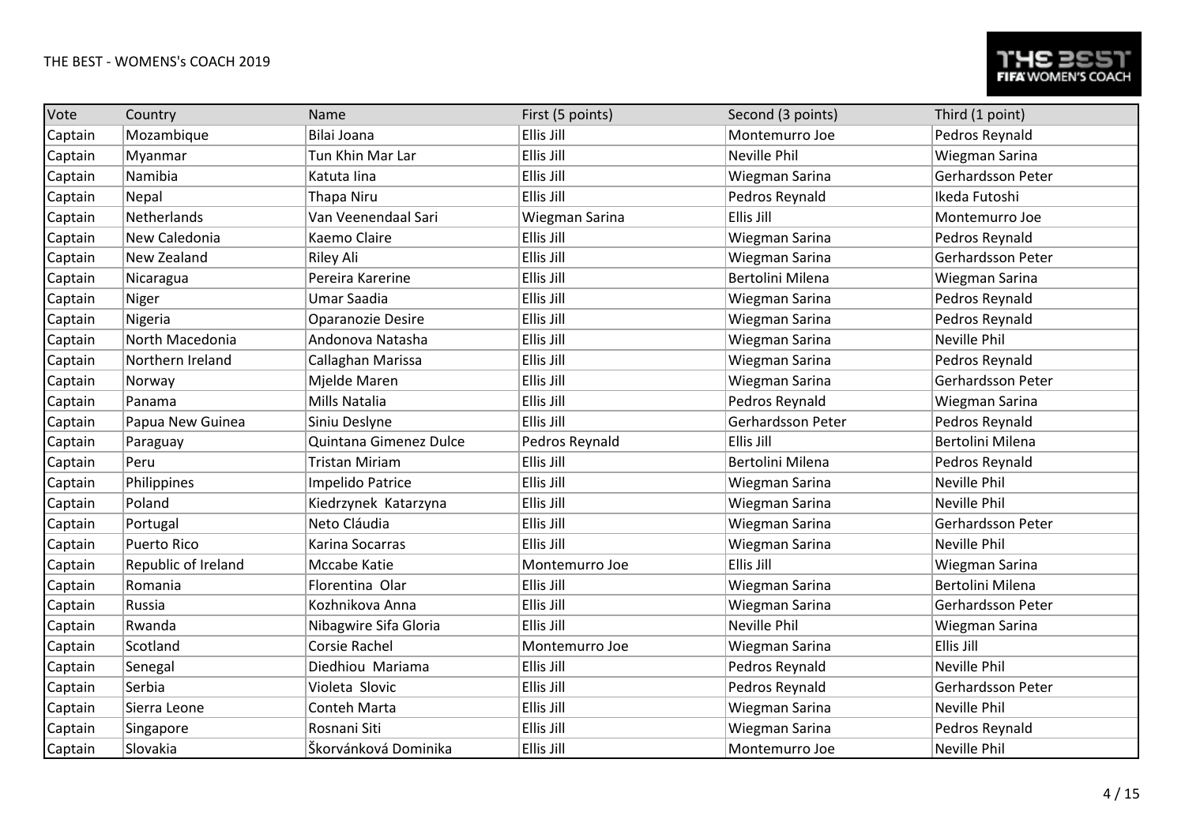THE BEST - WOMENS's COACH 2019

| Vote | Country | Name | First (5 points) | Second (3 points) | Third (1 point) |
|---|---|---|---|---|---|
| Captain | Mozambique | Bilai Joana | Ellis Jill | Montemurro Joe | Pedros Reynald |
| Captain | Myanmar | Tun Khin Mar Lar | Ellis Jill | Neville Phil | Wiegman Sarina |
| Captain | Namibia | Katuta Iina | Ellis Jill | Wiegman Sarina | Gerhardsson Peter |
| Captain | Nepal | Thapa Niru | Ellis Jill | Pedros Reynald | Ikeda Futoshi |
| Captain | Netherlands | Van Veenendaal Sari | Wiegman Sarina | Ellis Jill | Montemurro Joe |
| Captain | New Caledonia | Kaemo Claire | Ellis Jill | Wiegman Sarina | Pedros Reynald |
| Captain | New Zealand | Riley Ali | Ellis Jill | Wiegman Sarina | Gerhardsson Peter |
| Captain | Nicaragua | Pereira Karerine | Ellis Jill | Bertolini Milena | Wiegman Sarina |
| Captain | Niger | Umar Saadia | Ellis Jill | Wiegman Sarina | Pedros Reynald |
| Captain | Nigeria | Oparanozie Desire | Ellis Jill | Wiegman Sarina | Pedros Reynald |
| Captain | North Macedonia | Andonova Natasha | Ellis Jill | Wiegman Sarina | Neville Phil |
| Captain | Northern Ireland | Callaghan Marissa | Ellis Jill | Wiegman Sarina | Pedros Reynald |
| Captain | Norway | Mjelde Maren | Ellis Jill | Wiegman Sarina | Gerhardsson Peter |
| Captain | Panama | Mills Natalia | Ellis Jill | Pedros Reynald | Wiegman Sarina |
| Captain | Papua New Guinea | Siniu Deslyne | Ellis Jill | Gerhardsson Peter | Pedros Reynald |
| Captain | Paraguay | Quintana Gimenez Dulce | Pedros Reynald | Ellis Jill | Bertolini Milena |
| Captain | Peru | Tristan Miriam | Ellis Jill | Bertolini Milena | Pedros Reynald |
| Captain | Philippines | Impelido Patrice | Ellis Jill | Wiegman Sarina | Neville Phil |
| Captain | Poland | Kiedrzynek Katarzyna | Ellis Jill | Wiegman Sarina | Neville Phil |
| Captain | Portugal | Neto Cláudia | Ellis Jill | Wiegman Sarina | Gerhardsson Peter |
| Captain | Puerto Rico | Karina Socarras | Ellis Jill | Wiegman Sarina | Neville Phil |
| Captain | Republic of Ireland | Mccabe Katie | Montemurro Joe | Ellis Jill | Wiegman Sarina |
| Captain | Romania | Florentina Olar | Ellis Jill | Wiegman Sarina | Bertolini Milena |
| Captain | Russia | Kozhnikova Anna | Ellis Jill | Wiegman Sarina | Gerhardsson Peter |
| Captain | Rwanda | Nibagwire Sifa Gloria | Ellis Jill | Neville Phil | Wiegman Sarina |
| Captain | Scotland | Corsie Rachel | Montemurro Joe | Wiegman Sarina | Ellis Jill |
| Captain | Senegal | Diedhiou Mariama | Ellis Jill | Pedros Reynald | Neville Phil |
| Captain | Serbia | Violeta Slovic | Ellis Jill | Pedros Reynald | Gerhardsson Peter |
| Captain | Sierra Leone | Conteh Marta | Ellis Jill | Wiegman Sarina | Neville Phil |
| Captain | Singapore | Rosnani Siti | Ellis Jill | Wiegman Sarina | Pedros Reynald |
| Captain | Slovakia | Škorvánková Dominika | Ellis Jill | Montemurro Joe | Neville Phil |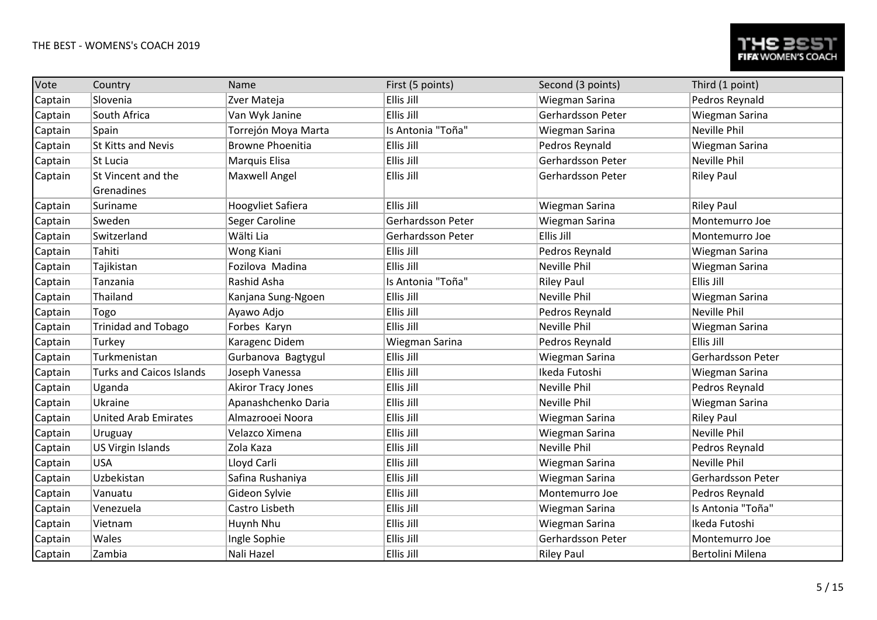THE BEST - WOMENS's COACH 2019

| Vote | Country | Name | First (5 points) | Second (3 points) | Third (1 point) |
|---|---|---|---|---|---|
| Captain | Slovenia | Zver Mateja | Ellis Jill | Wiegman Sarina | Pedros Reynald |
| Captain | South Africa | Van Wyk Janine | Ellis Jill | Gerhardsson Peter | Wiegman Sarina |
| Captain | Spain | Torrejón Moya Marta | Is Antonia "Toña" | Wiegman Sarina | Neville Phil |
| Captain | St Kitts and Nevis | Browne Phoenitia | Ellis Jill | Pedros Reynald | Wiegman Sarina |
| Captain | St Lucia | Marquis Elisa | Ellis Jill | Gerhardsson Peter | Neville Phil |
| Captain | St Vincent and the Grenadines | Maxwell Angel | Ellis Jill | Gerhardsson Peter | Riley Paul |
| Captain | Suriname | Hoogvliet Safiera | Ellis Jill | Wiegman Sarina | Riley Paul |
| Captain | Sweden | Seger Caroline | Gerhardsson Peter | Wiegman Sarina | Montemurro Joe |
| Captain | Switzerland | Wälti Lia | Gerhardsson Peter | Ellis Jill | Montemurro Joe |
| Captain | Tahiti | Wong Kiani | Ellis Jill | Pedros Reynald | Wiegman Sarina |
| Captain | Tajikistan | Fozilova Madina | Ellis Jill | Neville Phil | Wiegman Sarina |
| Captain | Tanzania | Rashid Asha | Is Antonia "Toña" | Riley Paul | Ellis Jill |
| Captain | Thailand | Kanjana Sung-Ngoen | Ellis Jill | Neville Phil | Wiegman Sarina |
| Captain | Togo | Ayawo Adjo | Ellis Jill | Pedros Reynald | Neville Phil |
| Captain | Trinidad and Tobago | Forbes Karyn | Ellis Jill | Neville Phil | Wiegman Sarina |
| Captain | Turkey | Karagenc Didem | Wiegman Sarina | Pedros Reynald | Ellis Jill |
| Captain | Turkmenistan | Gurbanova Bagtygul | Ellis Jill | Wiegman Sarina | Gerhardsson Peter |
| Captain | Turks and Caicos Islands | Joseph Vanessa | Ellis Jill | Ikeda Futoshi | Wiegman Sarina |
| Captain | Uganda | Akiror Tracy Jones | Ellis Jill | Neville Phil | Pedros Reynald |
| Captain | Ukraine | Apanashchenko Daria | Ellis Jill | Neville Phil | Wiegman Sarina |
| Captain | United Arab Emirates | Almazrooei Noora | Ellis Jill | Wiegman Sarina | Riley Paul |
| Captain | Uruguay | Velazco Ximena | Ellis Jill | Wiegman Sarina | Neville Phil |
| Captain | US Virgin Islands | Zola Kaza | Ellis Jill | Neville Phil | Pedros Reynald |
| Captain | USA | Lloyd Carli | Ellis Jill | Wiegman Sarina | Neville Phil |
| Captain | Uzbekistan | Safina Rushaniya | Ellis Jill | Wiegman Sarina | Gerhardsson Peter |
| Captain | Vanuatu | Gideon Sylvie | Ellis Jill | Montemurro Joe | Pedros Reynald |
| Captain | Venezuela | Castro Lisbeth | Ellis Jill | Wiegman Sarina | Is Antonia "Toña" |
| Captain | Vietnam | Huynh Nhu | Ellis Jill | Wiegman Sarina | Ikeda Futoshi |
| Captain | Wales | Ingle Sophie | Ellis Jill | Gerhardsson Peter | Montemurro Joe |
| Captain | Zambia | Nali Hazel | Ellis Jill | Riley Paul | Bertolini Milena |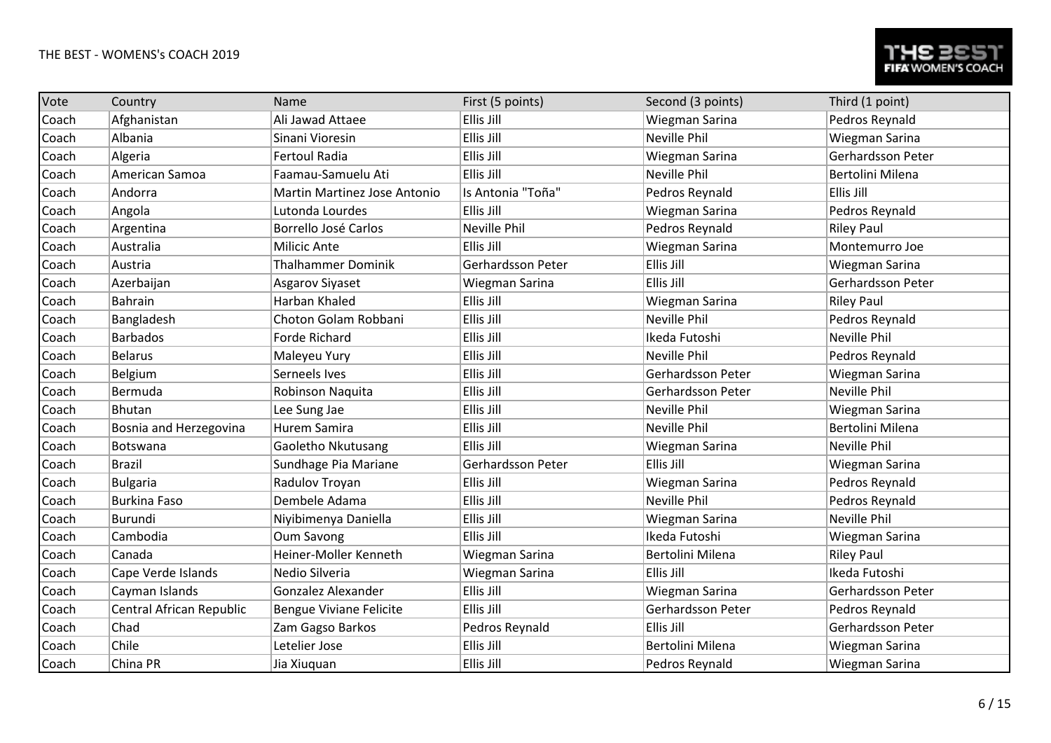| Vote | Country | Name | First (5 points) | Second (3 points) | Third (1 point) |
|---|---|---|---|---|---|
| Coach | Afghanistan | Ali Jawad Attaee | Ellis Jill | Wiegman Sarina | Pedros Reynald |
| Coach | Albania | Sinani Vioresin | Ellis Jill | Neville Phil | Wiegman Sarina |
| Coach | Algeria | Fertoul Radia | Ellis Jill | Wiegman Sarina | Gerhardsson Peter |
| Coach | American Samoa | Faamau-Samuelu Ati | Ellis Jill | Neville Phil | Bertolini Milena |
| Coach | Andorra | Martin Martinez Jose Antonio | Is Antonia "Toña" | Pedros Reynald | Ellis Jill |
| Coach | Angola | Lutonda Lourdes | Ellis Jill | Wiegman Sarina | Pedros Reynald |
| Coach | Argentina | Borrello José Carlos | Neville Phil | Pedros Reynald | Riley Paul |
| Coach | Australia | Milicic Ante | Ellis Jill | Wiegman Sarina | Montemurro Joe |
| Coach | Austria | Thalhammer Dominik | Gerhardsson Peter | Ellis Jill | Wiegman Sarina |
| Coach | Azerbaijan | Asgarov Siyaset | Wiegman Sarina | Ellis Jill | Gerhardsson Peter |
| Coach | Bahrain | Harban Khaled | Ellis Jill | Wiegman Sarina | Riley Paul |
| Coach | Bangladesh | Choton Golam Robbani | Ellis Jill | Neville Phil | Pedros Reynald |
| Coach | Barbados | Forde Richard | Ellis Jill | Ikeda Futoshi | Neville Phil |
| Coach | Belarus | Maleyeu Yury | Ellis Jill | Neville Phil | Pedros Reynald |
| Coach | Belgium | Serneels Ives | Ellis Jill | Gerhardsson Peter | Wiegman Sarina |
| Coach | Bermuda | Robinson Naquita | Ellis Jill | Gerhardsson Peter | Neville Phil |
| Coach | Bhutan | Lee Sung Jae | Ellis Jill | Neville Phil | Wiegman Sarina |
| Coach | Bosnia and Herzegovina | Hurem Samira | Ellis Jill | Neville Phil | Bertolini Milena |
| Coach | Botswana | Gaoletho Nkutusang | Ellis Jill | Wiegman Sarina | Neville Phil |
| Coach | Brazil | Sundhage Pia Mariane | Gerhardsson Peter | Ellis Jill | Wiegman Sarina |
| Coach | Bulgaria | Radulov Troyan | Ellis Jill | Wiegman Sarina | Pedros Reynald |
| Coach | Burkina Faso | Dembele Adama | Ellis Jill | Neville Phil | Pedros Reynald |
| Coach | Burundi | Niyibimenya Daniella | Ellis Jill | Wiegman Sarina | Neville Phil |
| Coach | Cambodia | Oum Savong | Ellis Jill | Ikeda Futoshi | Wiegman Sarina |
| Coach | Canada | Heiner-Moller Kenneth | Wiegman Sarina | Bertolini Milena | Riley Paul |
| Coach | Cape Verde Islands | Nedio Silveria | Wiegman Sarina | Ellis Jill | Ikeda Futoshi |
| Coach | Cayman Islands | Gonzalez Alexander | Ellis Jill | Wiegman Sarina | Gerhardsson Peter |
| Coach | Central African Republic | Bengue Viviane Felicite | Ellis Jill | Gerhardsson Peter | Pedros Reynald |
| Coach | Chad | Zam Gagso Barkos | Pedros Reynald | Ellis Jill | Gerhardsson Peter |
| Coach | Chile | Letelier Jose | Ellis Jill | Bertolini Milena | Wiegman Sarina |
| Coach | China PR | Jia Xiuquan | Ellis Jill | Pedros Reynald | Wiegman Sarina |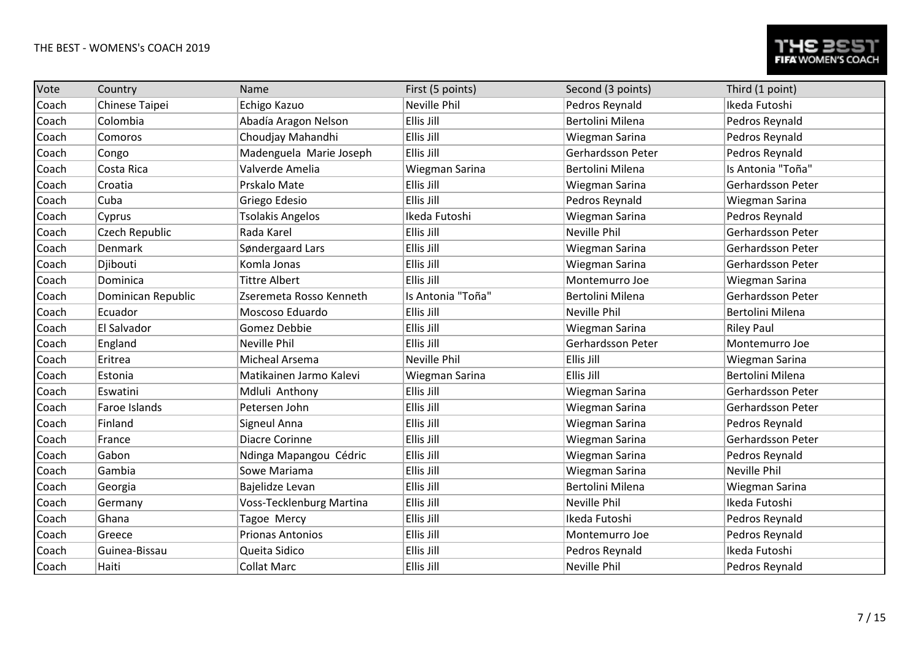| Vote | Country | Name | First (5 points) | Second (3 points) | Third (1 point) |
|---|---|---|---|---|---|
| Coach | Chinese Taipei | Echigo Kazuo | Neville Phil | Pedros Reynald | Ikeda Futoshi |
| Coach | Colombia | Abadía Aragon Nelson | Ellis Jill | Bertolini Milena | Pedros Reynald |
| Coach | Comoros | Choudjay Mahandhi | Ellis Jill | Wiegman Sarina | Pedros Reynald |
| Coach | Congo | Madenguela Marie Joseph | Ellis Jill | Gerhardsson Peter | Pedros Reynald |
| Coach | Costa Rica | Valverde Amelia | Wiegman Sarina | Bertolini Milena | Is Antonia "Toña" |
| Coach | Croatia | Prskalo Mate | Ellis Jill | Wiegman Sarina | Gerhardsson Peter |
| Coach | Cuba | Griego Edesio | Ellis Jill | Pedros Reynald | Wiegman Sarina |
| Coach | Cyprus | Tsolakis Angelos | Ikeda Futoshi | Wiegman Sarina | Pedros Reynald |
| Coach | Czech Republic | Rada Karel | Ellis Jill | Neville Phil | Gerhardsson Peter |
| Coach | Denmark | Søndergaard Lars | Ellis Jill | Wiegman Sarina | Gerhardsson Peter |
| Coach | Djibouti | Komla Jonas | Ellis Jill | Wiegman Sarina | Gerhardsson Peter |
| Coach | Dominica | Tittre Albert | Ellis Jill | Montemurro Joe | Wiegman Sarina |
| Coach | Dominican Republic | Zseremeta Rosso Kenneth | Is Antonia "Toña" | Bertolini Milena | Gerhardsson Peter |
| Coach | Ecuador | Moscoso Eduardo | Ellis Jill | Neville Phil | Bertolini Milena |
| Coach | El Salvador | Gomez Debbie | Ellis Jill | Wiegman Sarina | Riley Paul |
| Coach | England | Neville Phil | Ellis Jill | Gerhardsson Peter | Montemurro Joe |
| Coach | Eritrea | Micheal Arsema | Neville Phil | Ellis Jill | Wiegman Sarina |
| Coach | Estonia | Matikainen Jarmo Kalevi | Wiegman Sarina | Ellis Jill | Bertolini Milena |
| Coach | Eswatini | Mdluli Anthony | Ellis Jill | Wiegman Sarina | Gerhardsson Peter |
| Coach | Faroe Islands | Petersen John | Ellis Jill | Wiegman Sarina | Gerhardsson Peter |
| Coach | Finland | Signeul Anna | Ellis Jill | Wiegman Sarina | Pedros Reynald |
| Coach | France | Diacre Corinne | Ellis Jill | Wiegman Sarina | Gerhardsson Peter |
| Coach | Gabon | Ndinga Mapangou Cédric | Ellis Jill | Wiegman Sarina | Pedros Reynald |
| Coach | Gambia | Sowe Mariama | Ellis Jill | Wiegman Sarina | Neville Phil |
| Coach | Georgia | Bajelidze Levan | Ellis Jill | Bertolini Milena | Wiegman Sarina |
| Coach | Germany | Voss-Tecklenburg Martina | Ellis Jill | Neville Phil | Ikeda Futoshi |
| Coach | Ghana | Tagoe Mercy | Ellis Jill | Ikeda Futoshi | Pedros Reynald |
| Coach | Greece | Prionas Antonios | Ellis Jill | Montemurro Joe | Pedros Reynald |
| Coach | Guinea-Bissau | Queita Sidico | Ellis Jill | Pedros Reynald | Ikeda Futoshi |
| Coach | Haiti | Collat Marc | Ellis Jill | Neville Phil | Pedros Reynald |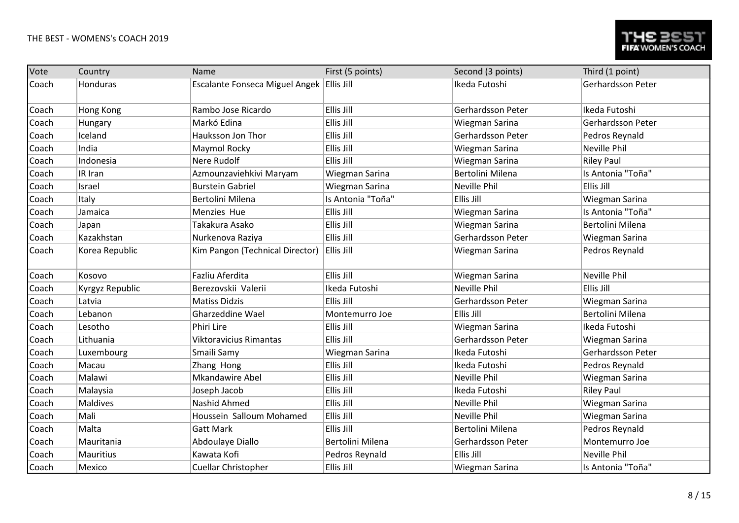THE BEST - WOMENS's COACH 2019

| Vote | Country | Name | First (5 points) | Second (3 points) | Third (1 point) |
|---|---|---|---|---|---|
| Coach | Honduras | Escalante Fonseca Miguel Angek | Ellis Jill | Ikeda Futoshi | Gerhardsson Peter |
| Coach | Hong Kong | Rambo Jose Ricardo | Ellis Jill | Gerhardsson Peter | Ikeda Futoshi |
| Coach | Hungary | Markó Edina | Ellis Jill | Wiegman Sarina | Gerhardsson Peter |
| Coach | Iceland | Hauksson Jon Thor | Ellis Jill | Gerhardsson Peter | Pedros Reynald |
| Coach | India | Maymol Rocky | Ellis Jill | Wiegman Sarina | Neville Phil |
| Coach | Indonesia | Nere Rudolf | Ellis Jill | Wiegman Sarina | Riley Paul |
| Coach | IR Iran | Azmounzaviehkivi Maryam | Wiegman Sarina | Bertolini Milena | Is Antonia "Toña" |
| Coach | Israel | Burstein Gabriel | Wiegman Sarina | Neville Phil | Ellis Jill |
| Coach | Italy | Bertolini Milena | Is Antonia "Toña" | Ellis Jill | Wiegman Sarina |
| Coach | Jamaica | Menzies Hue | Ellis Jill | Wiegman Sarina | Is Antonia "Toña" |
| Coach | Japan | Takakura Asako | Ellis Jill | Wiegman Sarina | Bertolini Milena |
| Coach | Kazakhstan | Nurkenova Raziya | Ellis Jill | Gerhardsson Peter | Wiegman Sarina |
| Coach | Korea Republic | Kim Pangon (Technical Director) | Ellis Jill | Wiegman Sarina | Pedros Reynald |
| Coach | Kosovo | Fazliu Aferdita | Ellis Jill | Wiegman Sarina | Neville Phil |
| Coach | Kyrgyz Republic | Berezovskii Valerii | Ikeda Futoshi | Neville Phil | Ellis Jill |
| Coach | Latvia | Matiss Didzis | Ellis Jill | Gerhardsson Peter | Wiegman Sarina |
| Coach | Lebanon | Gharzeddine Wael | Montemurro Joe | Ellis Jill | Bertolini Milena |
| Coach | Lesotho | Phiri Lire | Ellis Jill | Wiegman Sarina | Ikeda Futoshi |
| Coach | Lithuania | Viktoravicius Rimantas | Ellis Jill | Gerhardsson Peter | Wiegman Sarina |
| Coach | Luxembourg | Smaili Samy | Wiegman Sarina | Ikeda Futoshi | Gerhardsson Peter |
| Coach | Macau | Zhang Hong | Ellis Jill | Ikeda Futoshi | Pedros Reynald |
| Coach | Malawi | Mkandawire Abel | Ellis Jill | Neville Phil | Wiegman Sarina |
| Coach | Malaysia | Joseph Jacob | Ellis Jill | Ikeda Futoshi | Riley Paul |
| Coach | Maldives | Nashid Ahmed | Ellis Jill | Neville Phil | Wiegman Sarina |
| Coach | Mali | Houssein Salloum Mohamed | Ellis Jill | Neville Phil | Wiegman Sarina |
| Coach | Malta | Gatt Mark | Ellis Jill | Bertolini Milena | Pedros Reynald |
| Coach | Mauritania | Abdoulaye Diallo | Bertolini Milena | Gerhardsson Peter | Montemurro Joe |
| Coach | Mauritius | Kawata Kofi | Pedros Reynald | Ellis Jill | Neville Phil |
| Coach | Mexico | Cuellar Christopher | Ellis Jill | Wiegman Sarina | Is Antonia "Toña" |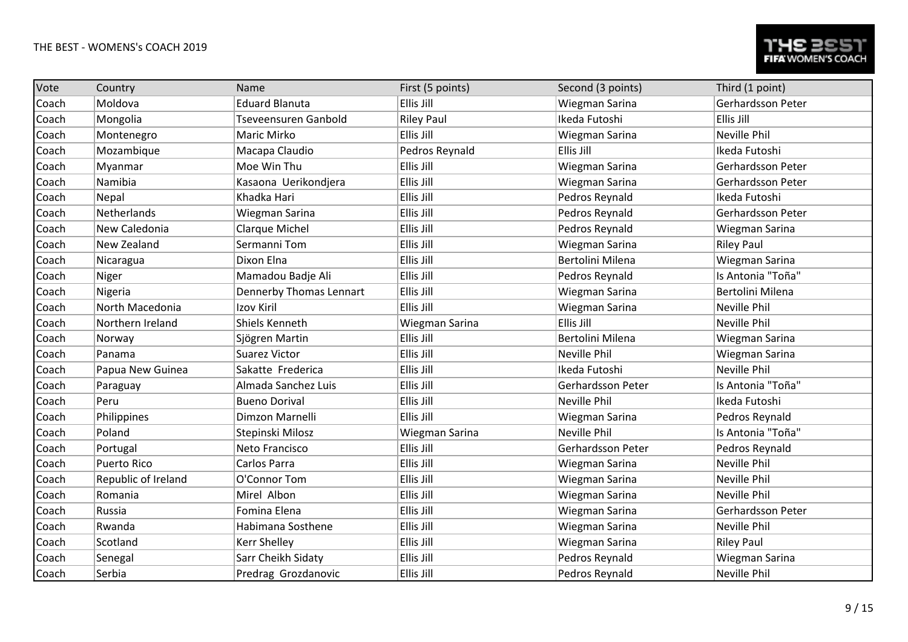THE BEST - WOMENS's COACH 2019

| Vote | Country | Name | First (5 points) | Second (3 points) | Third (1 point) |
|---|---|---|---|---|---|
| Coach | Moldova | Eduard Blanuta | Ellis Jill | Wiegman Sarina | Gerhardsson Peter |
| Coach | Mongolia | Tseveensuren Ganbold | Riley Paul | Ikeda Futoshi | Ellis Jill |
| Coach | Montenegro | Maric Mirko | Ellis Jill | Wiegman Sarina | Neville Phil |
| Coach | Mozambique | Macapa Claudio | Pedros Reynald | Ellis Jill | Ikeda Futoshi |
| Coach | Myanmar | Moe Win Thu | Ellis Jill | Wiegman Sarina | Gerhardsson Peter |
| Coach | Namibia | Kasaona  Uerikondjera | Ellis Jill | Wiegman Sarina | Gerhardsson Peter |
| Coach | Nepal | Khadka Hari | Ellis Jill | Pedros Reynald | Ikeda Futoshi |
| Coach | Netherlands | Wiegman Sarina | Ellis Jill | Pedros Reynald | Gerhardsson Peter |
| Coach | New Caledonia | Clarque Michel | Ellis Jill | Pedros Reynald | Wiegman Sarina |
| Coach | New Zealand | Sermanni Tom | Ellis Jill | Wiegman Sarina | Riley Paul |
| Coach | Nicaragua | Dixon Elna | Ellis Jill | Bertolini Milena | Wiegman Sarina |
| Coach | Niger | Mamadou Badje Ali | Ellis Jill | Pedros Reynald | Is Antonia "Toña" |
| Coach | Nigeria | Dennerby Thomas Lennart | Ellis Jill | Wiegman Sarina | Bertolini Milena |
| Coach | North Macedonia | Izov Kiril | Ellis Jill | Wiegman Sarina | Neville Phil |
| Coach | Northern Ireland | Shiels Kenneth | Wiegman Sarina | Ellis Jill | Neville Phil |
| Coach | Norway | Sjögren Martin | Ellis Jill | Bertolini Milena | Wiegman Sarina |
| Coach | Panama | Suarez Victor | Ellis Jill | Neville Phil | Wiegman Sarina |
| Coach | Papua New Guinea | Sakatte  Frederica | Ellis Jill | Ikeda Futoshi | Neville Phil |
| Coach | Paraguay | Almada Sanchez Luis | Ellis Jill | Gerhardsson Peter | Is Antonia "Toña" |
| Coach | Peru | Bueno Dorival | Ellis Jill | Neville Phil | Ikeda Futoshi |
| Coach | Philippines | Dimzon Marnelli | Ellis Jill | Wiegman Sarina | Pedros Reynald |
| Coach | Poland | Stepinski Milosz | Wiegman Sarina | Neville Phil | Is Antonia "Toña" |
| Coach | Portugal | Neto Francisco | Ellis Jill | Gerhardsson Peter | Pedros Reynald |
| Coach | Puerto Rico | Carlos Parra | Ellis Jill | Wiegman Sarina | Neville Phil |
| Coach | Republic of Ireland | O'Connor Tom | Ellis Jill | Wiegman Sarina | Neville Phil |
| Coach | Romania | Mirel  Albon | Ellis Jill | Wiegman Sarina | Neville Phil |
| Coach | Russia | Fomina Elena | Ellis Jill | Wiegman Sarina | Gerhardsson Peter |
| Coach | Rwanda | Habimana Sosthene | Ellis Jill | Wiegman Sarina | Neville Phil |
| Coach | Scotland | Kerr Shelley | Ellis Jill | Wiegman Sarina | Riley Paul |
| Coach | Senegal | Sarr Cheikh Sidaty | Ellis Jill | Pedros Reynald | Wiegman Sarina |
| Coach | Serbia | Predrag  Grozdanovic | Ellis Jill | Pedros Reynald | Neville Phil |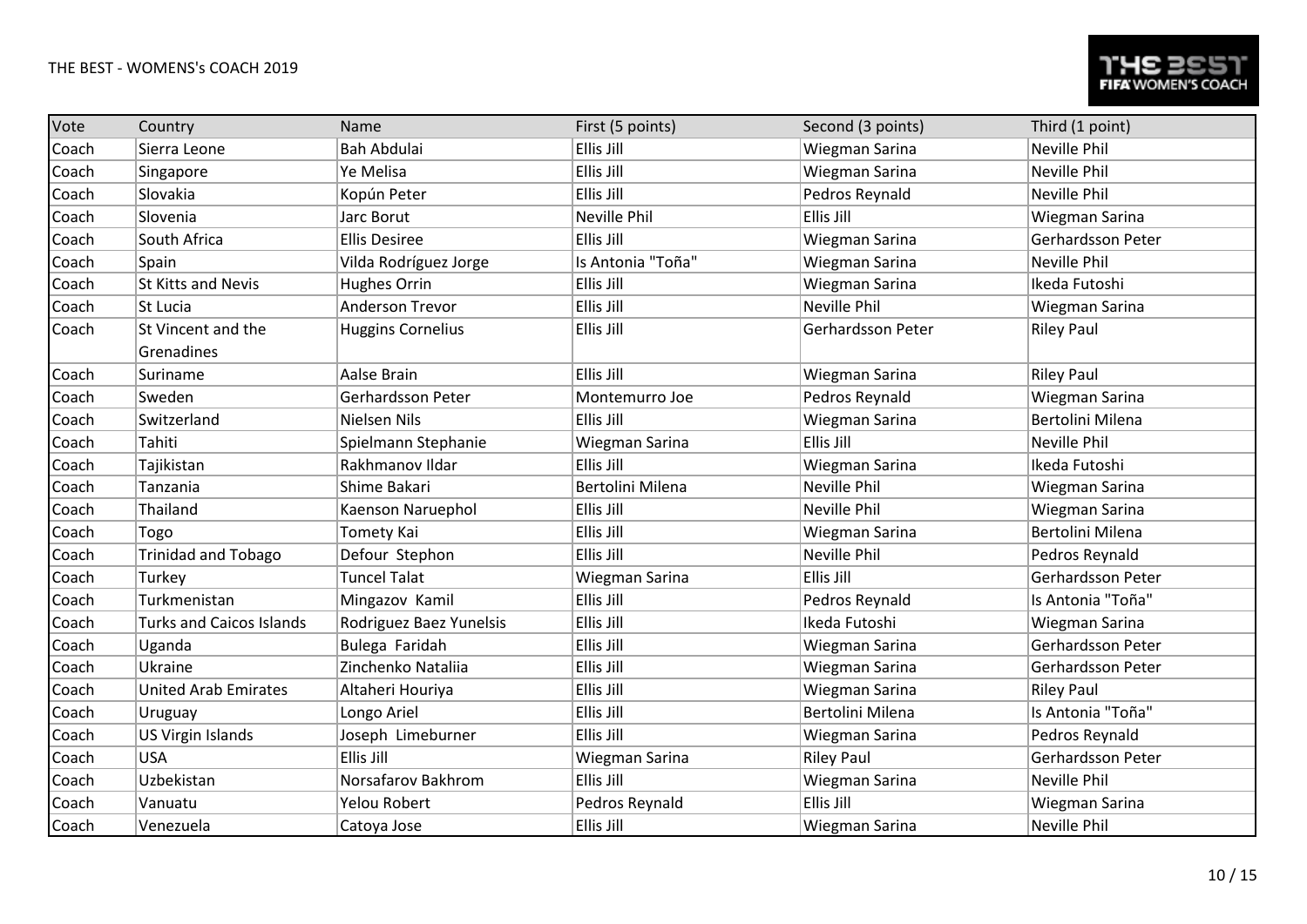THE BEST - WOMENS's COACH 2019

| Vote | Country | Name | First (5 points) | Second (3 points) | Third (1 point) |
|---|---|---|---|---|---|
| Coach | Sierra Leone | Bah Abdulai | Ellis Jill | Wiegman Sarina | Neville Phil |
| Coach | Singapore | Ye Melisa | Ellis Jill | Wiegman Sarina | Neville Phil |
| Coach | Slovakia | Kopún Peter | Ellis Jill | Pedros Reynald | Neville Phil |
| Coach | Slovenia | Jarc Borut | Neville Phil | Ellis Jill | Wiegman Sarina |
| Coach | South Africa | Ellis Desiree | Ellis Jill | Wiegman Sarina | Gerhardsson Peter |
| Coach | Spain | Vilda Rodríguez Jorge | Is Antonia "Toña" | Wiegman Sarina | Neville Phil |
| Coach | St Kitts and Nevis | Hughes Orrin | Ellis Jill | Wiegman Sarina | Ikeda Futoshi |
| Coach | St Lucia | Anderson Trevor | Ellis Jill | Neville Phil | Wiegman Sarina |
| Coach | St Vincent and the Grenadines | Huggins Cornelius | Ellis Jill | Gerhardsson Peter | Riley Paul |
| Coach | Suriname | Aalse Brain | Ellis Jill | Wiegman Sarina | Riley Paul |
| Coach | Sweden | Gerhardsson Peter | Montemurro Joe | Pedros Reynald | Wiegman Sarina |
| Coach | Switzerland | Nielsen Nils | Ellis Jill | Wiegman Sarina | Bertolini Milena |
| Coach | Tahiti | Spielmann Stephanie | Wiegman Sarina | Ellis Jill | Neville Phil |
| Coach | Tajikistan | Rakhmanov Ildar | Ellis Jill | Wiegman Sarina | Ikeda Futoshi |
| Coach | Tanzania | Shime Bakari | Bertolini Milena | Neville Phil | Wiegman Sarina |
| Coach | Thailand | Kaenson Naruephol | Ellis Jill | Neville Phil | Wiegman Sarina |
| Coach | Togo | Tomety Kai | Ellis Jill | Wiegman Sarina | Bertolini Milena |
| Coach | Trinidad and Tobago | Defour Stephon | Ellis Jill | Neville Phil | Pedros Reynald |
| Coach | Turkey | Tuncel Talat | Wiegman Sarina | Ellis Jill | Gerhardsson Peter |
| Coach | Turkmenistan | Mingazov Kamil | Ellis Jill | Pedros Reynald | Is Antonia "Toña" |
| Coach | Turks and Caicos Islands | Rodriguez Baez Yunelsis | Ellis Jill | Ikeda Futoshi | Wiegman Sarina |
| Coach | Uganda | Bulega Faridah | Ellis Jill | Wiegman Sarina | Gerhardsson Peter |
| Coach | Ukraine | Zinchenko Nataliia | Ellis Jill | Wiegman Sarina | Gerhardsson Peter |
| Coach | United Arab Emirates | Altaheri Houriya | Ellis Jill | Wiegman Sarina | Riley Paul |
| Coach | Uruguay | Longo Ariel | Ellis Jill | Bertolini Milena | Is Antonia "Toña" |
| Coach | US Virgin Islands | Joseph Limeburner | Ellis Jill | Wiegman Sarina | Pedros Reynald |
| Coach | USA | Ellis Jill | Wiegman Sarina | Riley Paul | Gerhardsson Peter |
| Coach | Uzbekistan | Norsafarov Bakhrom | Ellis Jill | Wiegman Sarina | Neville Phil |
| Coach | Vanuatu | Yelou Robert | Pedros Reynald | Ellis Jill | Wiegman Sarina |
| Coach | Venezuela | Catoya Jose | Ellis Jill | Wiegman Sarina | Neville Phil |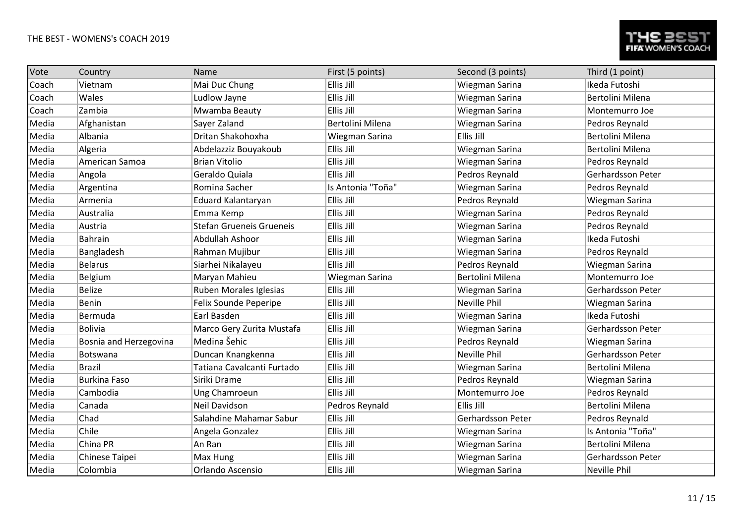| Vote | Country | Name | First (5 points) | Second (3 points) | Third (1 point) |
|---|---|---|---|---|---|
| Coach | Vietnam | Mai Duc Chung | Ellis Jill | Wiegman Sarina | Ikeda Futoshi |
| Coach | Wales | Ludlow Jayne | Ellis Jill | Wiegman Sarina | Bertolini Milena |
| Coach | Zambia | Mwamba Beauty | Ellis Jill | Wiegman Sarina | Montemurro Joe |
| Media | Afghanistan | Sayer Zaland | Bertolini Milena | Wiegman Sarina | Pedros Reynald |
| Media | Albania | Dritan Shakohoxha | Wiegman Sarina | Ellis Jill | Bertolini Milena |
| Media | Algeria | Abdelazziz Bouyakoub | Ellis Jill | Wiegman Sarina | Bertolini Milena |
| Media | American Samoa | Brian Vitolio | Ellis Jill | Wiegman Sarina | Pedros Reynald |
| Media | Angola | Geraldo Quiala | Ellis Jill | Pedros Reynald | Gerhardsson Peter |
| Media | Argentina | Romina Sacher | Is Antonia "Toña" | Wiegman Sarina | Pedros Reynald |
| Media | Armenia | Eduard Kalantaryan | Ellis Jill | Pedros Reynald | Wiegman Sarina |
| Media | Australia | Emma Kemp | Ellis Jill | Wiegman Sarina | Pedros Reynald |
| Media | Austria | Stefan Grueneis Grueneis | Ellis Jill | Wiegman Sarina | Pedros Reynald |
| Media | Bahrain | Abdullah Ashoor | Ellis Jill | Wiegman Sarina | Ikeda Futoshi |
| Media | Bangladesh | Rahman Mujibur | Ellis Jill | Wiegman Sarina | Pedros Reynald |
| Media | Belarus | Siarhei Nikalayeu | Ellis Jill | Pedros Reynald | Wiegman Sarina |
| Media | Belgium | Maryan Mahieu | Wiegman Sarina | Bertolini Milena | Montemurro Joe |
| Media | Belize | Ruben Morales Iglesias | Ellis Jill | Wiegman Sarina | Gerhardsson Peter |
| Media | Benin | Felix Sounde Peperipe | Ellis Jill | Neville Phil | Wiegman Sarina |
| Media | Bermuda | Earl Basden | Ellis Jill | Wiegman Sarina | Ikeda Futoshi |
| Media | Bolivia | Marco Gery Zurita Mustafa | Ellis Jill | Wiegman Sarina | Gerhardsson Peter |
| Media | Bosnia and Herzegovina | Medina Šehic | Ellis Jill | Pedros Reynald | Wiegman Sarina |
| Media | Botswana | Duncan Knangkenna | Ellis Jill | Neville Phil | Gerhardsson Peter |
| Media | Brazil | Tatiana Cavalcanti Furtado | Ellis Jill | Wiegman Sarina | Bertolini Milena |
| Media | Burkina Faso | Siriki Drame | Ellis Jill | Pedros Reynald | Wiegman Sarina |
| Media | Cambodia | Ung Chamroeun | Ellis Jill | Montemurro Joe | Pedros Reynald |
| Media | Canada | Neil Davidson | Pedros Reynald | Ellis Jill | Bertolini Milena |
| Media | Chad | Salahdine Mahamar Sabur | Ellis Jill | Gerhardsson Peter | Pedros Reynald |
| Media | Chile | Angela Gonzalez | Ellis Jill | Wiegman Sarina | Is Antonia "Toña" |
| Media | China PR | An Ran | Ellis Jill | Wiegman Sarina | Bertolini Milena |
| Media | Chinese Taipei | Max Hung | Ellis Jill | Wiegman Sarina | Gerhardsson Peter |
| Media | Colombia | Orlando Ascensio | Ellis Jill | Wiegman Sarina | Neville Phil |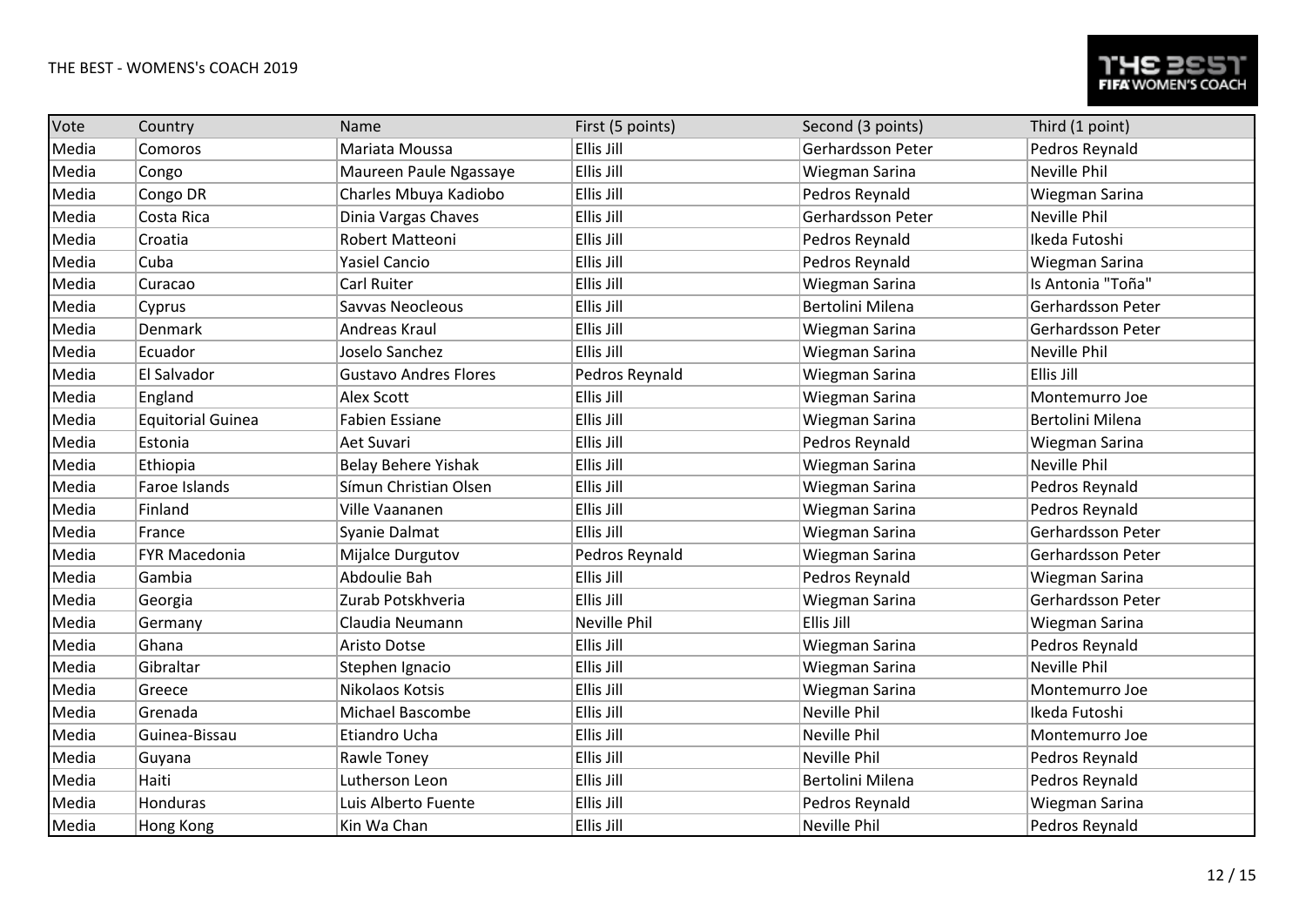THE BEST - WOMENS's COACH 2019

| Vote | Country | Name | First (5 points) | Second (3 points) | Third (1 point) |
|---|---|---|---|---|---|
| Media | Comoros | Mariata Moussa | Ellis Jill | Gerhardsson Peter | Pedros Reynald |
| Media | Congo | Maureen Paule Ngassaye | Ellis Jill | Wiegman Sarina | Neville Phil |
| Media | Congo DR | Charles Mbuya Kadiobo | Ellis Jill | Pedros Reynald | Wiegman Sarina |
| Media | Costa Rica | Dinia Vargas Chaves | Ellis Jill | Gerhardsson Peter | Neville Phil |
| Media | Croatia | Robert Matteoni | Ellis Jill | Pedros Reynald | Ikeda Futoshi |
| Media | Cuba | Yasiel Cancio | Ellis Jill | Pedros Reynald | Wiegman Sarina |
| Media | Curacao | Carl Ruiter | Ellis Jill | Wiegman Sarina | Is Antonia "Toña" |
| Media | Cyprus | Savvas Neocleous | Ellis Jill | Bertolini Milena | Gerhardsson Peter |
| Media | Denmark | Andreas Kraul | Ellis Jill | Wiegman Sarina | Gerhardsson Peter |
| Media | Ecuador | Joselo Sanchez | Ellis Jill | Wiegman Sarina | Neville Phil |
| Media | El Salvador | Gustavo Andres Flores | Pedros Reynald | Wiegman Sarina | Ellis Jill |
| Media | England | Alex Scott | Ellis Jill | Wiegman Sarina | Montemurro Joe |
| Media | Equitorial Guinea | Fabien Essiane | Ellis Jill | Wiegman Sarina | Bertolini Milena |
| Media | Estonia | Aet Suvari | Ellis Jill | Pedros Reynald | Wiegman Sarina |
| Media | Ethiopia | Belay Behere Yishak | Ellis Jill | Wiegman Sarina | Neville Phil |
| Media | Faroe Islands | Símun Christian Olsen | Ellis Jill | Wiegman Sarina | Pedros Reynald |
| Media | Finland | Ville Vaananen | Ellis Jill | Wiegman Sarina | Pedros Reynald |
| Media | France | Syanie Dalmat | Ellis Jill | Wiegman Sarina | Gerhardsson Peter |
| Media | FYR Macedonia | Mijalce Durgutov | Pedros Reynald | Wiegman Sarina | Gerhardsson Peter |
| Media | Gambia | Abdoulie Bah | Ellis Jill | Pedros Reynald | Wiegman Sarina |
| Media | Georgia | Zurab Potskhveria | Ellis Jill | Wiegman Sarina | Gerhardsson Peter |
| Media | Germany | Claudia Neumann | Neville Phil | Ellis Jill | Wiegman Sarina |
| Media | Ghana | Aristo Dotse | Ellis Jill | Wiegman Sarina | Pedros Reynald |
| Media | Gibraltar | Stephen Ignacio | Ellis Jill | Wiegman Sarina | Neville Phil |
| Media | Greece | Nikolaos Kotsis | Ellis Jill | Wiegman Sarina | Montemurro Joe |
| Media | Grenada | Michael Bascombe | Ellis Jill | Neville Phil | Ikeda Futoshi |
| Media | Guinea-Bissau | Etiandro Ucha | Ellis Jill | Neville Phil | Montemurro Joe |
| Media | Guyana | Rawle Toney | Ellis Jill | Neville Phil | Pedros Reynald |
| Media | Haiti | Lutherson Leon | Ellis Jill | Bertolini Milena | Pedros Reynald |
| Media | Honduras | Luis Alberto Fuente | Ellis Jill | Pedros Reynald | Wiegman Sarina |
| Media | Hong Kong | Kin Wa Chan | Ellis Jill | Neville Phil | Pedros Reynald |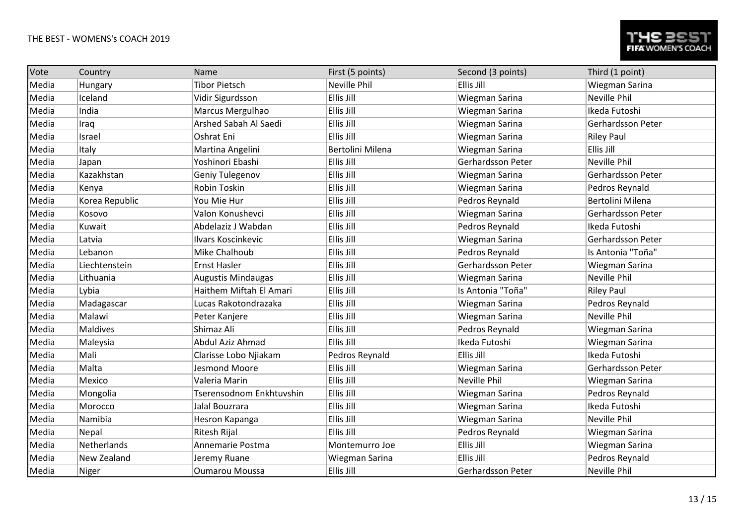| Vote | Country | Name | First (5 points) | Second (3 points) | Third (1 point) |
|---|---|---|---|---|---|
| Media | Hungary | Tibor Pietsch | Neville Phil | Ellis Jill | Wiegman Sarina |
| Media | Iceland | Vidir Sigurdsson | Ellis Jill | Wiegman Sarina | Neville Phil |
| Media | India | Marcus Mergulhao | Ellis Jill | Wiegman Sarina | Ikeda Futoshi |
| Media | Iraq | Arshed Sabah Al Saedi | Ellis Jill | Wiegman Sarina | Gerhardsson Peter |
| Media | Israel | Oshrat Eni | Ellis Jill | Wiegman Sarina | Riley Paul |
| Media | Italy | Martina Angelini | Bertolini Milena | Wiegman Sarina | Ellis Jill |
| Media | Japan | Yoshinori Ebashi | Ellis Jill | Gerhardsson Peter | Neville Phil |
| Media | Kazakhstan | Geniy Tulegenov | Ellis Jill | Wiegman Sarina | Gerhardsson Peter |
| Media | Kenya | Robin Toskin | Ellis Jill | Wiegman Sarina | Pedros Reynald |
| Media | Korea Republic | You Mie Hur | Ellis Jill | Pedros Reynald | Bertolini Milena |
| Media | Kosovo | Valon Konushevci | Ellis Jill | Wiegman Sarina | Gerhardsson Peter |
| Media | Kuwait | Abdelaziz J Wabdan | Ellis Jill | Pedros Reynald | Ikeda Futoshi |
| Media | Latvia | Ilvars Koscinkevic | Ellis Jill | Wiegman Sarina | Gerhardsson Peter |
| Media | Lebanon | Mike Chalhoub | Ellis Jill | Pedros Reynald | Is Antonia "Toña" |
| Media | Liechtenstein | Ernst Hasler | Ellis Jill | Gerhardsson Peter | Wiegman Sarina |
| Media | Lithuania | Augustis Mindaugas | Ellis Jill | Wiegman Sarina | Neville Phil |
| Media | Lybia | Haithem Miftah El Amari | Ellis Jill | Is Antonia "Toña" | Riley Paul |
| Media | Madagascar | Lucas Rakotondrazaka | Ellis Jill | Wiegman Sarina | Pedros Reynald |
| Media | Malawi | Peter Kanjere | Ellis Jill | Wiegman Sarina | Neville Phil |
| Media | Maldives | Shimaz Ali | Ellis Jill | Pedros Reynald | Wiegman Sarina |
| Media | Maleysia | Abdul Aziz Ahmad | Ellis Jill | Ikeda Futoshi | Wiegman Sarina |
| Media | Mali | Clarisse Lobo Njiakam | Pedros Reynald | Ellis Jill | Ikeda Futoshi |
| Media | Malta | Jesmond Moore | Ellis Jill | Wiegman Sarina | Gerhardsson Peter |
| Media | Mexico | Valeria Marin | Ellis Jill | Neville Phil | Wiegman Sarina |
| Media | Mongolia | Tserensodnom Enkhtuvshin | Ellis Jill | Wiegman Sarina | Pedros Reynald |
| Media | Morocco | Jalal Bouzrara | Ellis Jill | Wiegman Sarina | Ikeda Futoshi |
| Media | Namibia | Hesron Kapanga | Ellis Jill | Wiegman Sarina | Neville Phil |
| Media | Nepal | Ritesh Rijal | Ellis Jill | Pedros Reynald | Wiegman Sarina |
| Media | Netherlands | Annemarie Postma | Montemurro Joe | Ellis Jill | Wiegman Sarina |
| Media | New Zealand | Jeremy Ruane | Wiegman Sarina | Ellis Jill | Pedros Reynald |
| Media | Niger | Oumarou Moussa | Ellis Jill | Gerhardsson Peter | Neville Phil |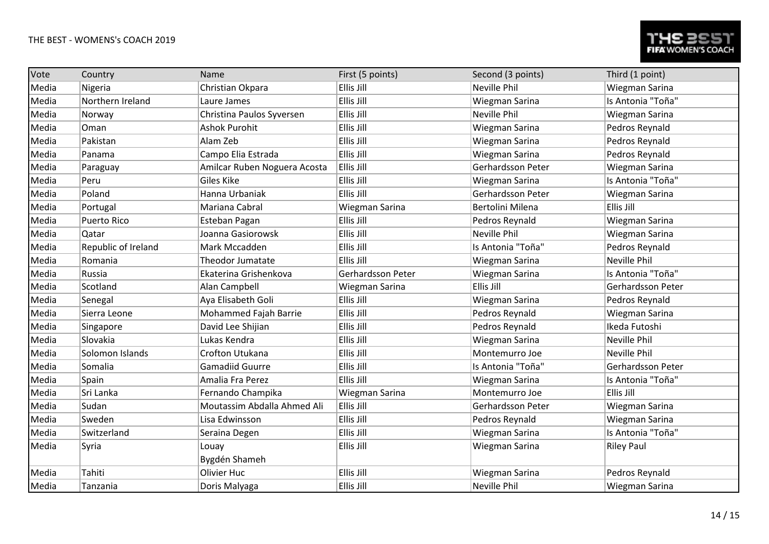| Vote | Country | Name | First (5 points) | Second (3 points) | Third (1 point) |
|---|---|---|---|---|---|
| Media | Nigeria | Christian Okpara | Ellis Jill | Neville Phil | Wiegman Sarina |
| Media | Northern Ireland | Laure James | Ellis Jill | Wiegman Sarina | Is Antonia "Toña" |
| Media | Norway | Christina Paulos Syversen | Ellis Jill | Neville Phil | Wiegman Sarina |
| Media | Oman | Ashok Purohit | Ellis Jill | Wiegman Sarina | Pedros Reynald |
| Media | Pakistan | Alam Zeb | Ellis Jill | Wiegman Sarina | Pedros Reynald |
| Media | Panama | Campo Elia Estrada | Ellis Jill | Wiegman Sarina | Pedros Reynald |
| Media | Paraguay | Amilcar Ruben Noguera Acosta | Ellis Jill | Gerhardsson Peter | Wiegman Sarina |
| Media | Peru | Giles Kike | Ellis Jill | Wiegman Sarina | Is Antonia "Toña" |
| Media | Poland | Hanna Urbaniak | Ellis Jill | Gerhardsson Peter | Wiegman Sarina |
| Media | Portugal | Mariana Cabral | Wiegman Sarina | Bertolini Milena | Ellis Jill |
| Media | Puerto Rico | Esteban Pagan | Ellis Jill | Pedros Reynald | Wiegman Sarina |
| Media | Qatar | Joanna Gasiorowsk | Ellis Jill | Neville Phil | Wiegman Sarina |
| Media | Republic of Ireland | Mark Mccadden | Ellis Jill | Is Antonia "Toña" | Pedros Reynald |
| Media | Romania | Theodor Jumatate | Ellis Jill | Wiegman Sarina | Neville Phil |
| Media | Russia | Ekaterina Grishenkova | Gerhardsson Peter | Wiegman Sarina | Is Antonia "Toña" |
| Media | Scotland | Alan Campbell | Wiegman Sarina | Ellis Jill | Gerhardsson Peter |
| Media | Senegal | Aya Elisabeth Goli | Ellis Jill | Wiegman Sarina | Pedros Reynald |
| Media | Sierra Leone | Mohammed Fajah Barrie | Ellis Jill | Pedros Reynald | Wiegman Sarina |
| Media | Singapore | David Lee Shijian | Ellis Jill | Pedros Reynald | Ikeda Futoshi |
| Media | Slovakia | Lukas Kendra | Ellis Jill | Wiegman Sarina | Neville Phil |
| Media | Solomon Islands | Crofton Utukana | Ellis Jill | Montemurro Joe | Neville Phil |
| Media | Somalia | Gamadiid Guurre | Ellis Jill | Is Antonia "Toña" | Gerhardsson Peter |
| Media | Spain | Amalia Fra Perez | Ellis Jill | Wiegman Sarina | Is Antonia "Toña" |
| Media | Sri Lanka | Fernando Champika | Wiegman Sarina | Montemurro Joe | Ellis Jill |
| Media | Sudan | Moutassim Abdalla Ahmed Ali | Ellis Jill | Gerhardsson Peter | Wiegman Sarina |
| Media | Sweden | Lisa Edwinsson | Ellis Jill | Pedros Reynald | Wiegman Sarina |
| Media | Switzerland | Seraina Degen | Ellis Jill | Wiegman Sarina | Is Antonia "Toña" |
| Media | Syria | Louay Bygdén Shameh | Ellis Jill | Wiegman Sarina | Riley Paul |
| Media | Tahiti | Olivier Huc | Ellis Jill | Wiegman Sarina | Pedros Reynald |
| Media | Tanzania | Doris Malyaga | Ellis Jill | Neville Phil | Wiegman Sarina |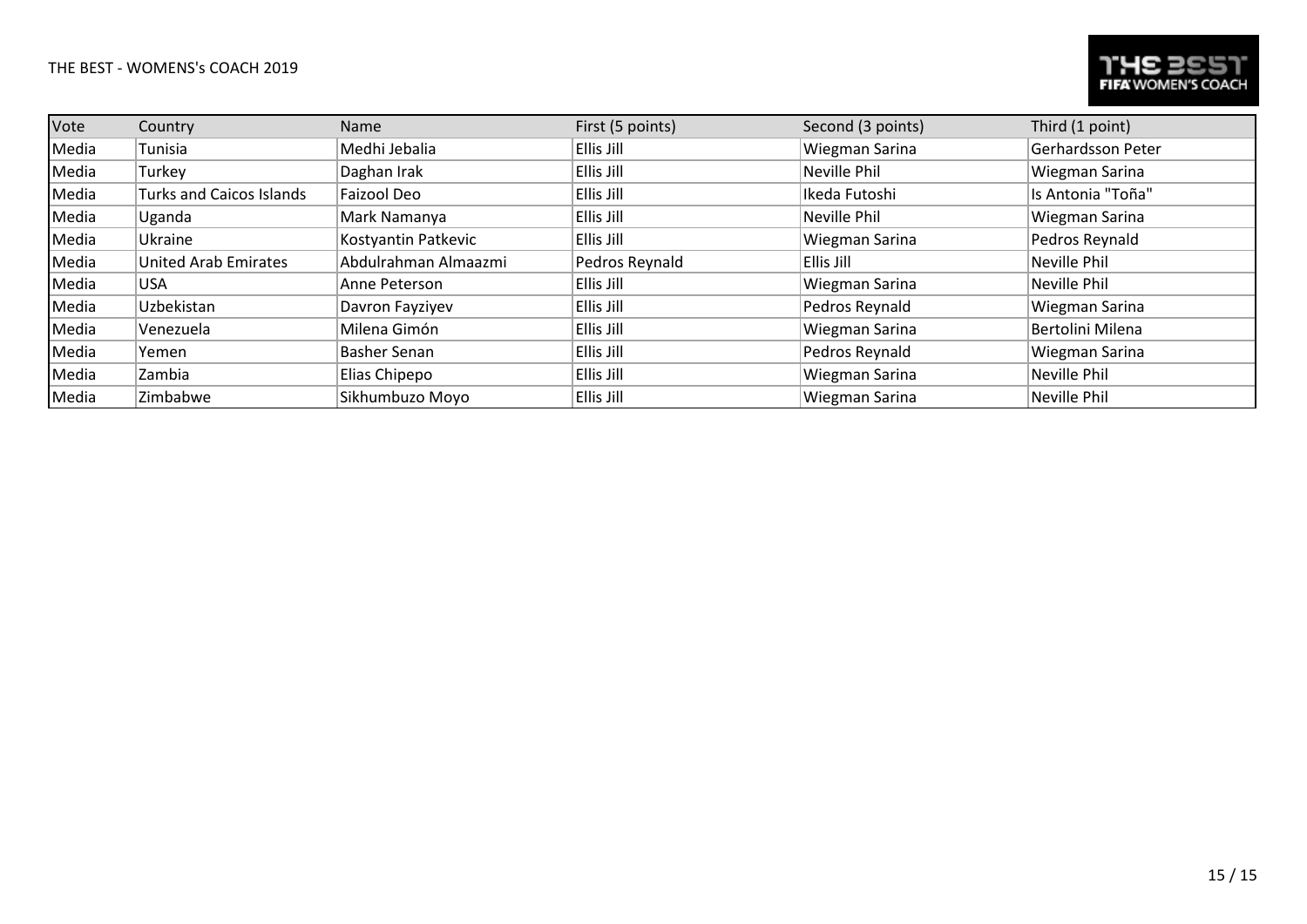| Vote | Country | Name | First (5 points) | Second (3 points) | Third (1 point) |
|---|---|---|---|---|---|
| Media | Tunisia | Medhi Jebalia | Ellis Jill | Wiegman Sarina | Gerhardsson Peter |
| Media | Turkey | Daghan Irak | Ellis Jill | Neville Phil | Wiegman Sarina |
| Media | Turks and Caicos Islands | Faizool Deo | Ellis Jill | Ikeda Futoshi | Is Antonia "Toña" |
| Media | Uganda | Mark Namanya | Ellis Jill | Neville Phil | Wiegman Sarina |
| Media | Ukraine | Kostyantin Patkevic | Ellis Jill | Wiegman Sarina | Pedros Reynald |
| Media | United Arab Emirates | Abdulrahman Almaazmi | Pedros Reynald | Ellis Jill | Neville Phil |
| Media | USA | Anne Peterson | Ellis Jill | Wiegman Sarina | Neville Phil |
| Media | Uzbekistan | Davron Fayziyev | Ellis Jill | Pedros Reynald | Wiegman Sarina |
| Media | Venezuela | Milena Gimón | Ellis Jill | Wiegman Sarina | Bertolini Milena |
| Media | Yemen | Basher Senan | Ellis Jill | Pedros Reynald | Wiegman Sarina |
| Media | Zambia | Elias Chipepo | Ellis Jill | Wiegman Sarina | Neville Phil |
| Media | Zimbabwe | Sikhumbuzo Moyo | Ellis Jill | Wiegman Sarina | Neville Phil |